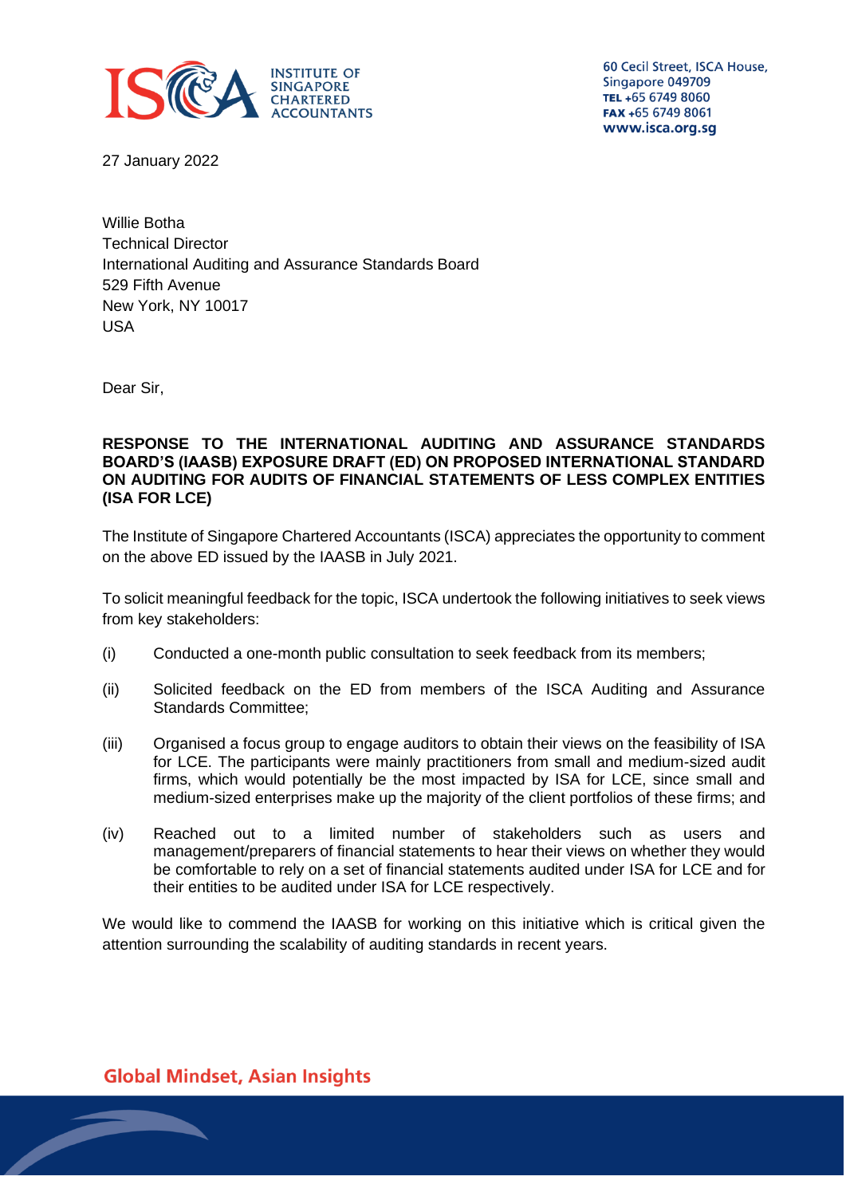60 Cecil Street, ISCA House,
Singapore 049709
TEL +65 6749 8060
FAX +65 6749 8061
www.isca.org.sg

27 January 2022

Willie Botha
Technical Director
International Auditing and Assurance Standards Board
529 Fifth Avenue
New York, NY 10017
USA

Dear Sir,

**RESPONSE TO THE INTERNATIONAL AUDITING AND ASSURANCE STANDARDS BOARD'S (IAASB) EXPOSURE DRAFT (ED) ON PROPOSED INTERNATIONAL STANDARD ON AUDITING FOR AUDITS OF FINANCIAL STATEMENTS OF LESS COMPLEX ENTITIES (ISA FOR LCE)**

The Institute of Singapore Chartered Accountants (ISCA) appreciates the opportunity to comment on the above ED issued by the IAASB in July 2021.

To solicit meaningful feedback for the topic, ISCA undertook the following initiatives to seek views from key stakeholders:

(i) Conducted a one-month public consultation to seek feedback from its members;

(ii) Solicited feedback on the ED from members of the ISCA Auditing and Assurance Standards Committee;

(iii) Organised a focus group to engage auditors to obtain their views on the feasibility of ISA for LCE. The participants were mainly practitioners from small and medium-sized audit firms, which would potentially be the most impacted by ISA for LCE, since small and medium-sized enterprises make up the majority of the client portfolios of these firms; and

(iv) Reached out to a limited number of stakeholders such as users and management/preparers of financial statements to hear their views on whether they would be comfortable to rely on a set of financial statements audited under ISA for LCE and for their entities to be audited under ISA for LCE respectively.

We would like to commend the IAASB for working on this initiative which is critical given the attention surrounding the scalability of auditing standards in recent years.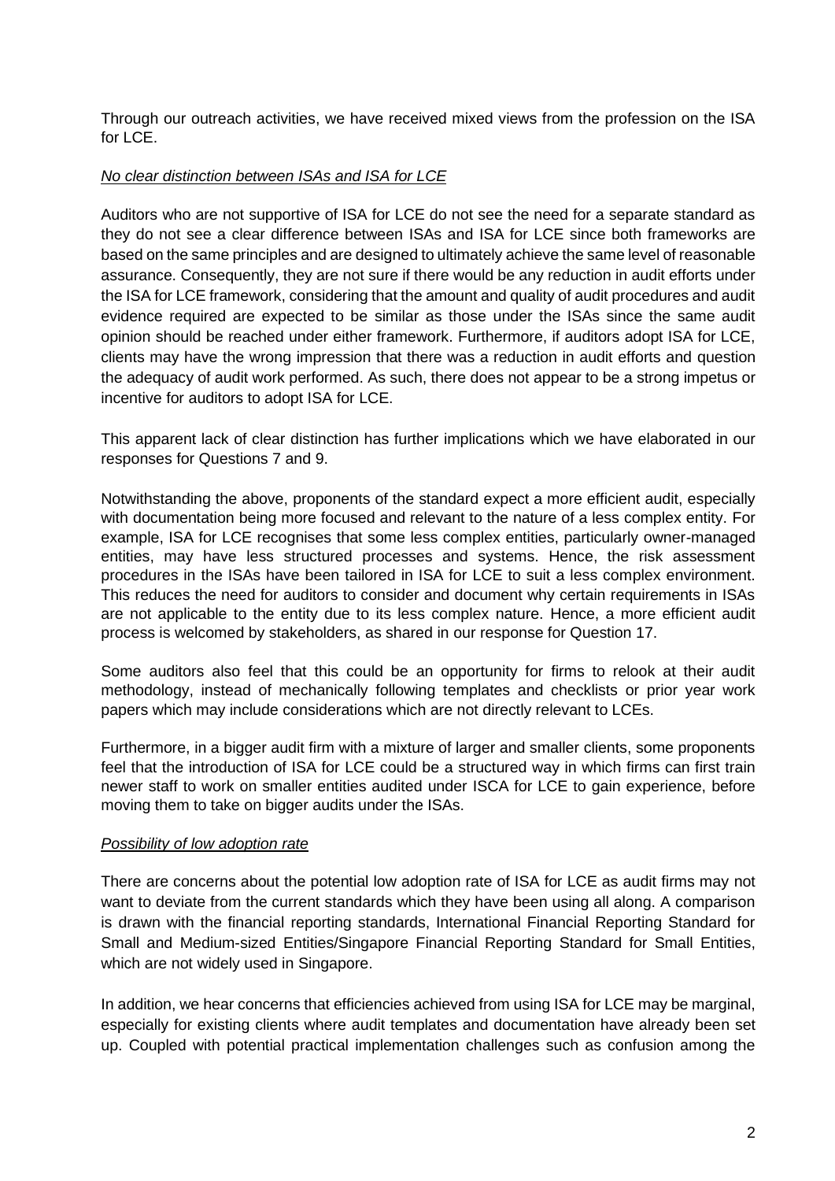Through our outreach activities, we have received mixed views from the profession on the ISA for LCE.

*No clear distinction between ISAs and ISA for LCE*

Auditors who are not supportive of ISA for LCE do not see the need for a separate standard as they do not see a clear difference between ISAs and ISA for LCE since both frameworks are based on the same principles and are designed to ultimately achieve the same level of reasonable assurance. Consequently, they are not sure if there would be any reduction in audit efforts under the ISA for LCE framework, considering that the amount and quality of audit procedures and audit evidence required are expected to be similar as those under the ISAs since the same audit opinion should be reached under either framework. Furthermore, if auditors adopt ISA for LCE, clients may have the wrong impression that there was a reduction in audit efforts and question the adequacy of audit work performed. As such, there does not appear to be a strong impetus or incentive for auditors to adopt ISA for LCE.

This apparent lack of clear distinction has further implications which we have elaborated in our responses for Questions 7 and 9.

Notwithstanding the above, proponents of the standard expect a more efficient audit, especially with documentation being more focused and relevant to the nature of a less complex entity. For example, ISA for LCE recognises that some less complex entities, particularly owner-managed entities, may have less structured processes and systems. Hence, the risk assessment procedures in the ISAs have been tailored in ISA for LCE to suit a less complex environment. This reduces the need for auditors to consider and document why certain requirements in ISAs are not applicable to the entity due to its less complex nature. Hence, a more efficient audit process is welcomed by stakeholders, as shared in our response for Question 17.

Some auditors also feel that this could be an opportunity for firms to relook at their audit methodology, instead of mechanically following templates and checklists or prior year work papers which may include considerations which are not directly relevant to LCEs.

Furthermore, in a bigger audit firm with a mixture of larger and smaller clients, some proponents feel that the introduction of ISA for LCE could be a structured way in which firms can first train newer staff to work on smaller entities audited under ISCA for LCE to gain experience, before moving them to take on bigger audits under the ISAs.

*Possibility of low adoption rate*

There are concerns about the potential low adoption rate of ISA for LCE as audit firms may not want to deviate from the current standards which they have been using all along. A comparison is drawn with the financial reporting standards, International Financial Reporting Standard for Small and Medium-sized Entities/Singapore Financial Reporting Standard for Small Entities, which are not widely used in Singapore.

In addition, we hear concerns that efficiencies achieved from using ISA for LCE may be marginal, especially for existing clients where audit templates and documentation have already been set up. Coupled with potential practical implementation challenges such as confusion among the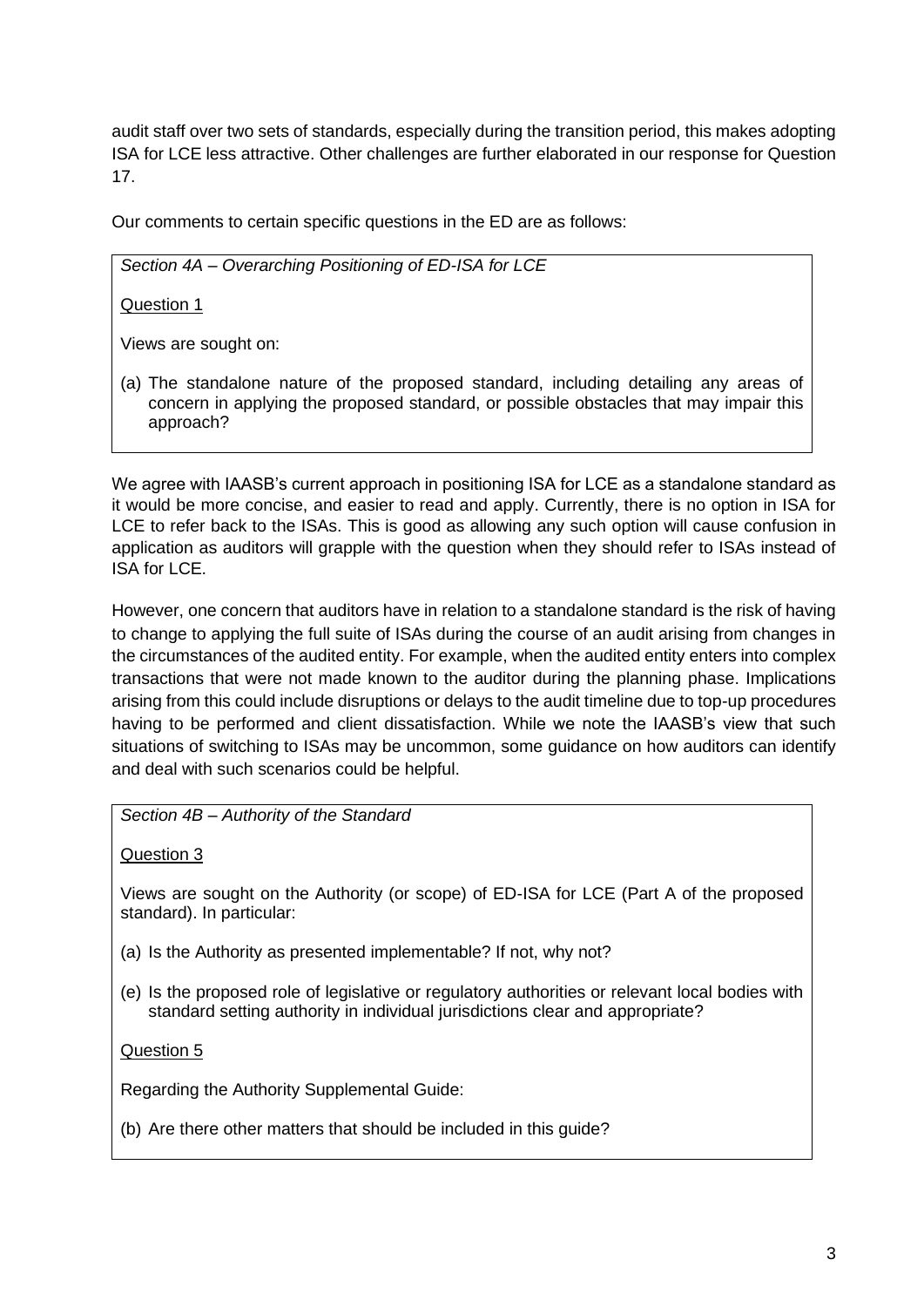audit staff over two sets of standards, especially during the transition period, this makes adopting ISA for LCE less attractive. Other challenges are further elaborated in our response for Question 17.

Our comments to certain specific questions in the ED are as follows:

> *Section 4A – Overarching Positioning of ED-ISA for LCE*
>
> <u>Question 1</u>
>
> Views are sought on:
>
> (a) The standalone nature of the proposed standard, including detailing any areas of concern in applying the proposed standard, or possible obstacles that may impair this approach?

We agree with IAASB's current approach in positioning ISA for LCE as a standalone standard as it would be more concise, and easier to read and apply. Currently, there is no option in ISA for LCE to refer back to the ISAs. This is good as allowing any such option will cause confusion in application as auditors will grapple with the question when they should refer to ISAs instead of ISA for LCE.

However, one concern that auditors have in relation to a standalone standard is the risk of having to change to applying the full suite of ISAs during the course of an audit arising from changes in the circumstances of the audited entity. For example, when the audited entity enters into complex transactions that were not made known to the auditor during the planning phase. Implications arising from this could include disruptions or delays to the audit timeline due to top-up procedures having to be performed and client dissatisfaction. While we note the IAASB's view that such situations of switching to ISAs may be uncommon, some guidance on how auditors can identify and deal with such scenarios could be helpful.

> *Section 4B – Authority of the Standard*
>
> <u>Question 3</u>
>
> Views are sought on the Authority (or scope) of ED-ISA for LCE (Part A of the proposed standard). In particular:
>
> (a) Is the Authority as presented implementable? If not, why not?
>
> (e) Is the proposed role of legislative or regulatory authorities or relevant local bodies with standard setting authority in individual jurisdictions clear and appropriate?
>
> <u>Question 5</u>
>
> Regarding the Authority Supplemental Guide:
>
> (b) Are there other matters that should be included in this guide?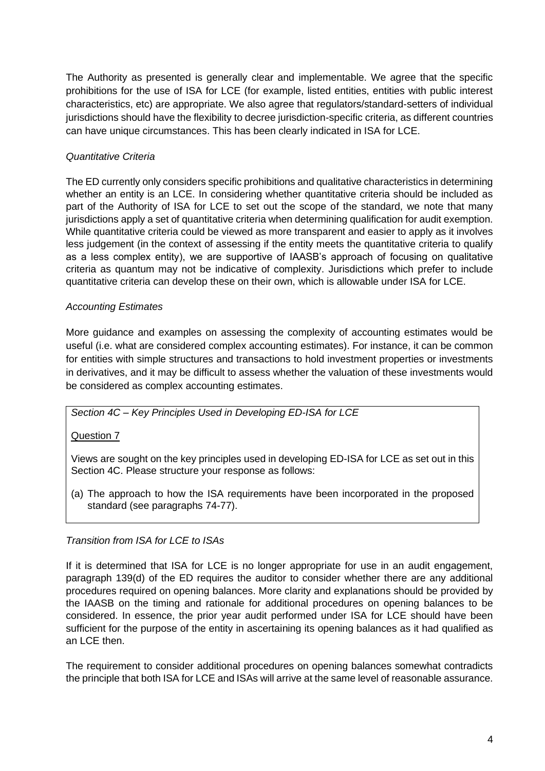The Authority as presented is generally clear and implementable. We agree that the specific prohibitions for the use of ISA for LCE (for example, listed entities, entities with public interest characteristics, etc) are appropriate. We also agree that regulators/standard-setters of individual jurisdictions should have the flexibility to decree jurisdiction-specific criteria, as different countries can have unique circumstances. This has been clearly indicated in ISA for LCE.

*Quantitative Criteria*

The ED currently only considers specific prohibitions and qualitative characteristics in determining whether an entity is an LCE. In considering whether quantitative criteria should be included as part of the Authority of ISA for LCE to set out the scope of the standard, we note that many jurisdictions apply a set of quantitative criteria when determining qualification for audit exemption. While quantitative criteria could be viewed as more transparent and easier to apply as it involves less judgement (in the context of assessing if the entity meets the quantitative criteria to qualify as a less complex entity), we are supportive of IAASB's approach of focusing on qualitative criteria as quantum may not be indicative of complexity. Jurisdictions which prefer to include quantitative criteria can develop these on their own, which is allowable under ISA for LCE.

*Accounting Estimates*

More guidance and examples on assessing the complexity of accounting estimates would be useful (i.e. what are considered complex accounting estimates). For instance, it can be common for entities with simple structures and transactions to hold investment properties or investments in derivatives, and it may be difficult to assess whether the valuation of these investments would be considered as complex accounting estimates.

> *Section 4C – Key Principles Used in Developing ED-ISA for LCE*
>
> Question 7
>
> Views are sought on the key principles used in developing ED-ISA for LCE as set out in this Section 4C. Please structure your response as follows:
>
> (a) The approach to how the ISA requirements have been incorporated in the proposed standard (see paragraphs 74-77).

*Transition from ISA for LCE to ISAs*

If it is determined that ISA for LCE is no longer appropriate for use in an audit engagement, paragraph 139(d) of the ED requires the auditor to consider whether there are any additional procedures required on opening balances. More clarity and explanations should be provided by the IAASB on the timing and rationale for additional procedures on opening balances to be considered. In essence, the prior year audit performed under ISA for LCE should have been sufficient for the purpose of the entity in ascertaining its opening balances as it had qualified as an LCE then.

The requirement to consider additional procedures on opening balances somewhat contradicts the principle that both ISA for LCE and ISAs will arrive at the same level of reasonable assurance.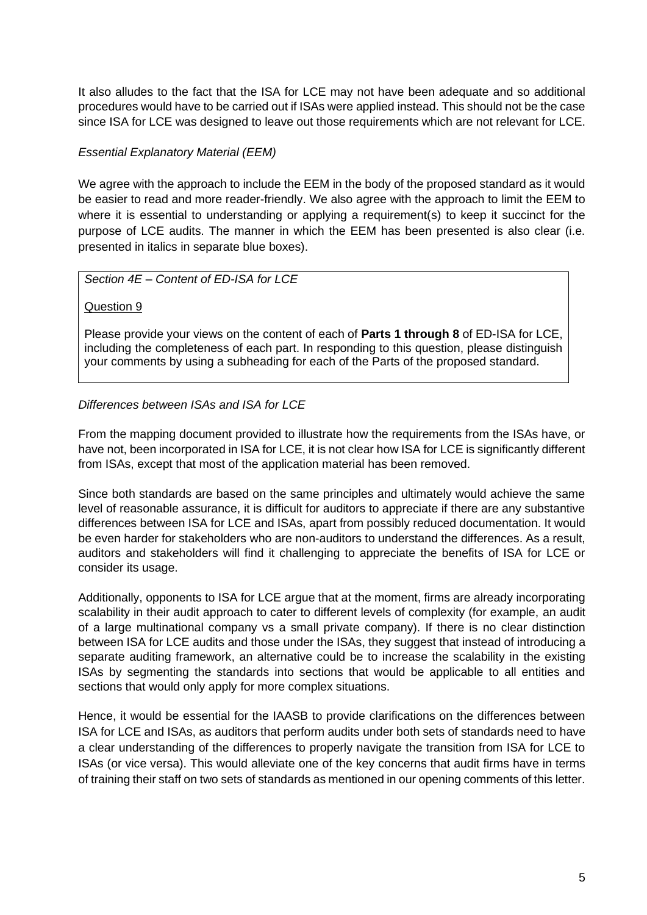It also alludes to the fact that the ISA for LCE may not have been adequate and so additional procedures would have to be carried out if ISAs were applied instead. This should not be the case since ISA for LCE was designed to leave out those requirements which are not relevant for LCE.

*Essential Explanatory Material (EEM)*

We agree with the approach to include the EEM in the body of the proposed standard as it would be easier to read and more reader-friendly. We also agree with the approach to limit the EEM to where it is essential to understanding or applying a requirement(s) to keep it succinct for the purpose of LCE audits. The manner in which the EEM has been presented is also clear (i.e. presented in italics in separate blue boxes).

> *Section 4E – Content of ED-ISA for LCE*
>
> Question 9
>
> Please provide your views on the content of each of **Parts 1 through 8** of ED-ISA for LCE, including the completeness of each part. In responding to this question, please distinguish your comments by using a subheading for each of the Parts of the proposed standard.

*Differences between ISAs and ISA for LCE*

From the mapping document provided to illustrate how the requirements from the ISAs have, or have not, been incorporated in ISA for LCE, it is not clear how ISA for LCE is significantly different from ISAs, except that most of the application material has been removed.

Since both standards are based on the same principles and ultimately would achieve the same level of reasonable assurance, it is difficult for auditors to appreciate if there are any substantive differences between ISA for LCE and ISAs, apart from possibly reduced documentation. It would be even harder for stakeholders who are non-auditors to understand the differences. As a result, auditors and stakeholders will find it challenging to appreciate the benefits of ISA for LCE or consider its usage.

Additionally, opponents to ISA for LCE argue that at the moment, firms are already incorporating scalability in their audit approach to cater to different levels of complexity (for example, an audit of a large multinational company vs a small private company). If there is no clear distinction between ISA for LCE audits and those under the ISAs, they suggest that instead of introducing a separate auditing framework, an alternative could be to increase the scalability in the existing ISAs by segmenting the standards into sections that would be applicable to all entities and sections that would only apply for more complex situations.

Hence, it would be essential for the IAASB to provide clarifications on the differences between ISA for LCE and ISAs, as auditors that perform audits under both sets of standards need to have a clear understanding of the differences to properly navigate the transition from ISA for LCE to ISAs (or vice versa). This would alleviate one of the key concerns that audit firms have in terms of training their staff on two sets of standards as mentioned in our opening comments of this letter.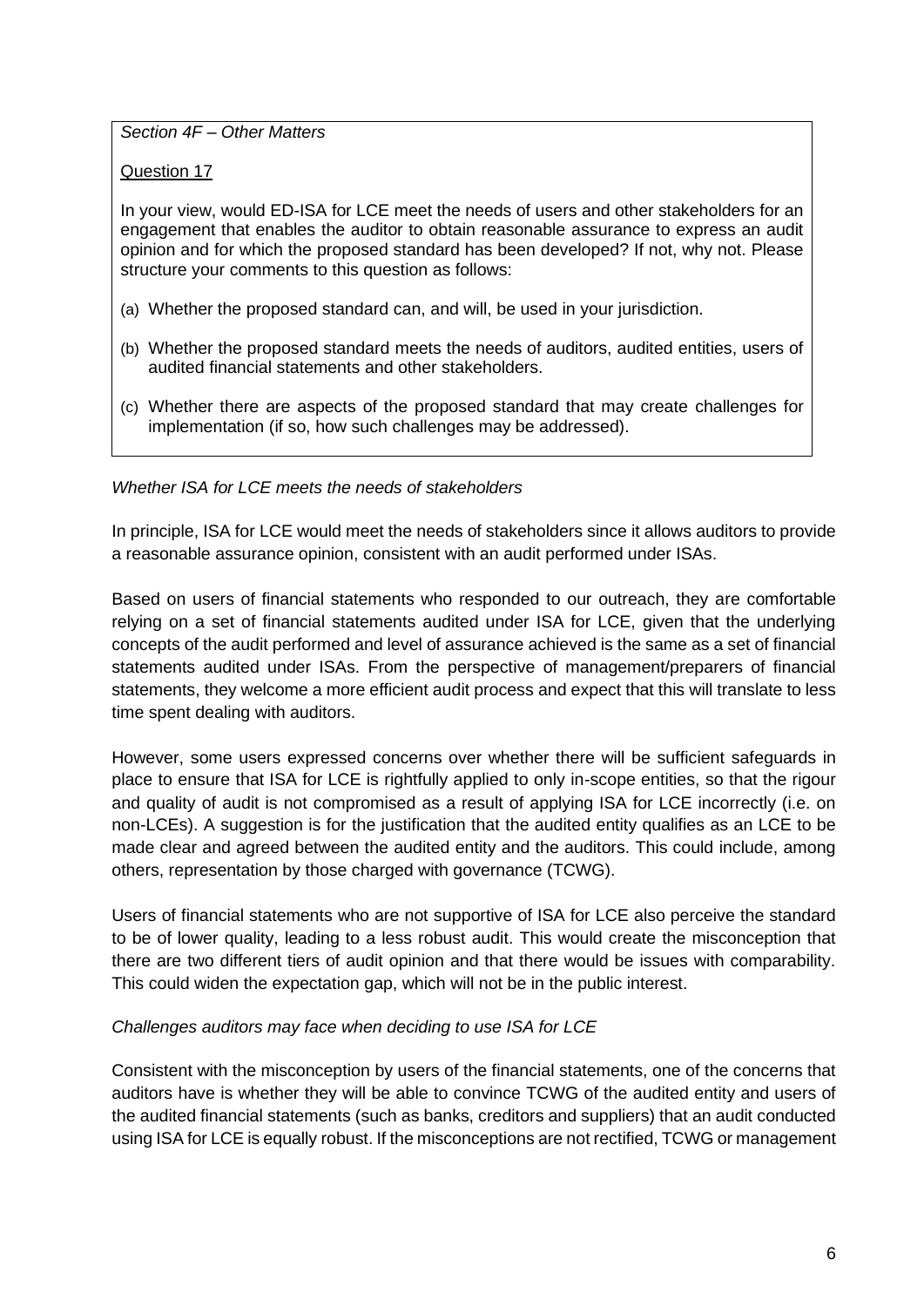*Section 4F – Other Matters*

Question 17

In your view, would ED-ISA for LCE meet the needs of users and other stakeholders for an engagement that enables the auditor to obtain reasonable assurance to express an audit opinion and for which the proposed standard has been developed? If not, why not. Please structure your comments to this question as follows:

(a) Whether the proposed standard can, and will, be used in your jurisdiction.

(b) Whether the proposed standard meets the needs of auditors, audited entities, users of audited financial statements and other stakeholders.

(c) Whether there are aspects of the proposed standard that may create challenges for implementation (if so, how such challenges may be addressed).

*Whether ISA for LCE meets the needs of stakeholders*

In principle, ISA for LCE would meet the needs of stakeholders since it allows auditors to provide a reasonable assurance opinion, consistent with an audit performed under ISAs.

Based on users of financial statements who responded to our outreach, they are comfortable relying on a set of financial statements audited under ISA for LCE, given that the underlying concepts of the audit performed and level of assurance achieved is the same as a set of financial statements audited under ISAs. From the perspective of management/preparers of financial statements, they welcome a more efficient audit process and expect that this will translate to less time spent dealing with auditors.

However, some users expressed concerns over whether there will be sufficient safeguards in place to ensure that ISA for LCE is rightfully applied to only in-scope entities, so that the rigour and quality of audit is not compromised as a result of applying ISA for LCE incorrectly (i.e. on non-LCEs). A suggestion is for the justification that the audited entity qualifies as an LCE to be made clear and agreed between the audited entity and the auditors. This could include, among others, representation by those charged with governance (TCWG).

Users of financial statements who are not supportive of ISA for LCE also perceive the standard to be of lower quality, leading to a less robust audit. This would create the misconception that there are two different tiers of audit opinion and that there would be issues with comparability. This could widen the expectation gap, which will not be in the public interest.

*Challenges auditors may face when deciding to use ISA for LCE*

Consistent with the misconception by users of the financial statements, one of the concerns that auditors have is whether they will be able to convince TCWG of the audited entity and users of the audited financial statements (such as banks, creditors and suppliers) that an audit conducted using ISA for LCE is equally robust. If the misconceptions are not rectified, TCWG or management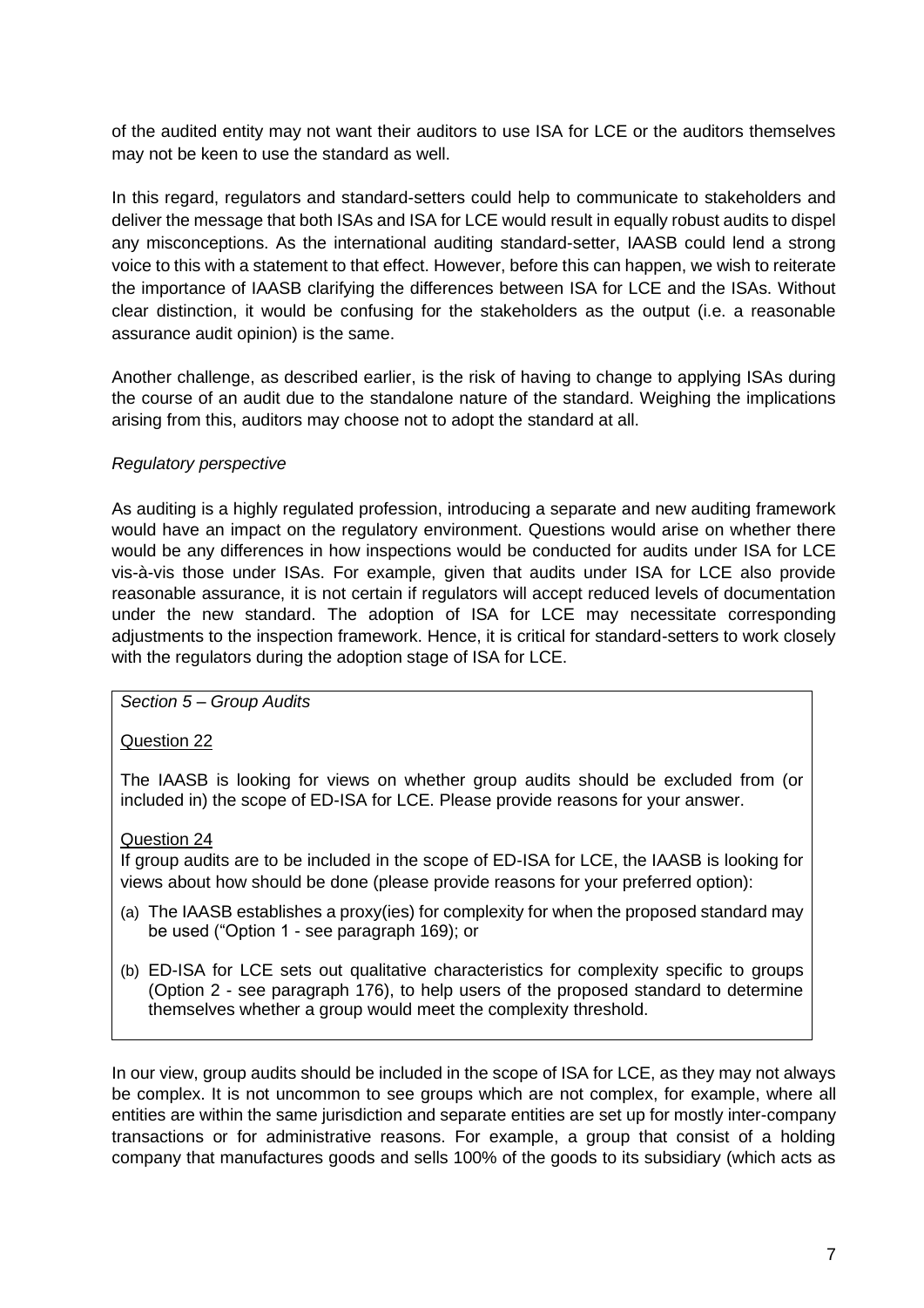of the audited entity may not want their auditors to use ISA for LCE or the auditors themselves may not be keen to use the standard as well.

In this regard, regulators and standard-setters could help to communicate to stakeholders and deliver the message that both ISAs and ISA for LCE would result in equally robust audits to dispel any misconceptions. As the international auditing standard-setter, IAASB could lend a strong voice to this with a statement to that effect. However, before this can happen, we wish to reiterate the importance of IAASB clarifying the differences between ISA for LCE and the ISAs. Without clear distinction, it would be confusing for the stakeholders as the output (i.e. a reasonable assurance audit opinion) is the same.

Another challenge, as described earlier, is the risk of having to change to applying ISAs during the course of an audit due to the standalone nature of the standard. Weighing the implications arising from this, auditors may choose not to adopt the standard at all.

*Regulatory perspective*

As auditing is a highly regulated profession, introducing a separate and new auditing framework would have an impact on the regulatory environment. Questions would arise on whether there would be any differences in how inspections would be conducted for audits under ISA for LCE vis-à-vis those under ISAs. For example, given that audits under ISA for LCE also provide reasonable assurance, it is not certain if regulators will accept reduced levels of documentation under the new standard. The adoption of ISA for LCE may necessitate corresponding adjustments to the inspection framework. Hence, it is critical for standard-setters to work closely with the regulators during the adoption stage of ISA for LCE.

> *Section 5 – Group Audits*
>
> Question 22
>
> The IAASB is looking for views on whether group audits should be excluded from (or included in) the scope of ED-ISA for LCE. Please provide reasons for your answer.
>
> Question 24
>
> If group audits are to be included in the scope of ED-ISA for LCE, the IAASB is looking for views about how should be done (please provide reasons for your preferred option):
>
> (a) The IAASB establishes a proxy(ies) for complexity for when the proposed standard may be used ("Option 1 - see paragraph 169); or
>
> (b) ED-ISA for LCE sets out qualitative characteristics for complexity specific to groups (Option 2 - see paragraph 176), to help users of the proposed standard to determine themselves whether a group would meet the complexity threshold.

In our view, group audits should be included in the scope of ISA for LCE, as they may not always be complex. It is not uncommon to see groups which are not complex, for example, where all entities are within the same jurisdiction and separate entities are set up for mostly inter-company transactions or for administrative reasons. For example, a group that consist of a holding company that manufactures goods and sells 100% of the goods to its subsidiary (which acts as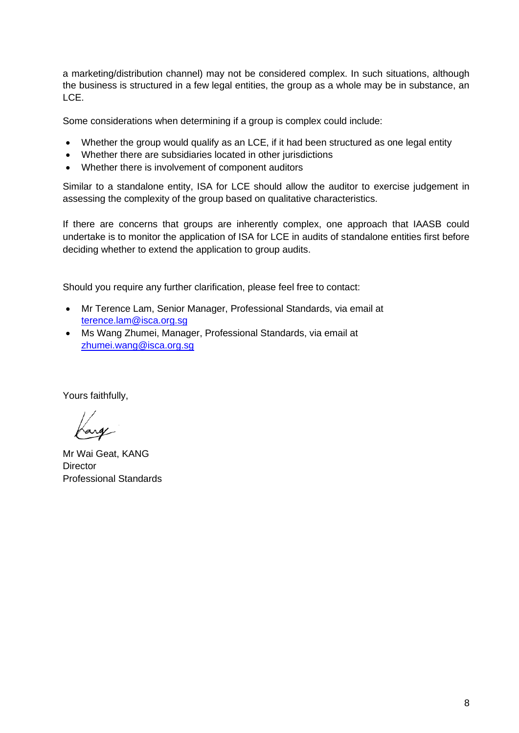a marketing/distribution channel) may not be considered complex. In such situations, although the business is structured in a few legal entities, the group as a whole may be in substance, an LCE.

Some considerations when determining if a group is complex could include:

- Whether the group would qualify as an LCE, if it had been structured as one legal entity
- Whether there are subsidiaries located in other jurisdictions
- Whether there is involvement of component auditors

Similar to a standalone entity, ISA for LCE should allow the auditor to exercise judgement in assessing the complexity of the group based on qualitative characteristics.

If there are concerns that groups are inherently complex, one approach that IAASB could undertake is to monitor the application of ISA for LCE in audits of standalone entities first before deciding whether to extend the application to group audits.

Should you require any further clarification, please feel free to contact:

- Mr Terence Lam, Senior Manager, Professional Standards, via email at terence.lam@isca.org.sg
- Ms Wang Zhumei, Manager, Professional Standards, via email at zhumei.wang@isca.org.sg

Yours faithfully,

Mr Wai Geat, KANG
Director
Professional Standards